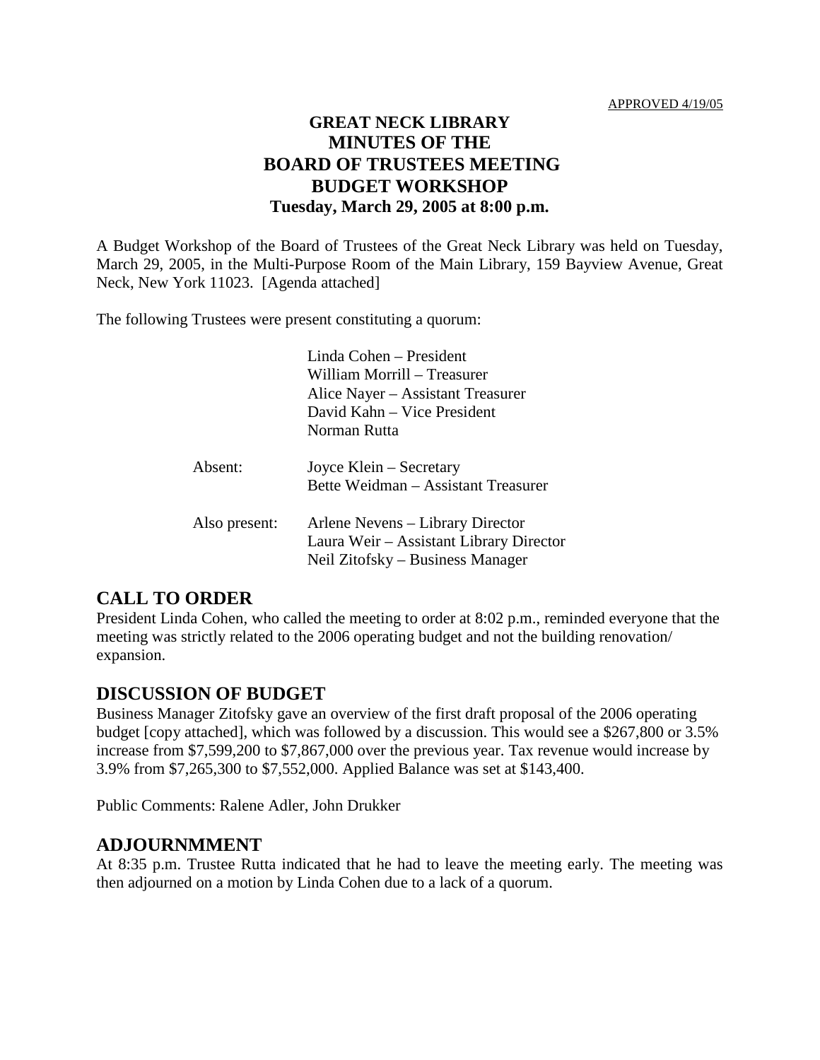APPROVED 4/19/05

# GREAT NECK LIBRARY
# MINUTES OF THE
# BOARD OF TRUSTEES MEETING
# BUDGET WORKSHOP
**Tuesday, March 29, 2005 at 8:00 p.m.**

A Budget Workshop of the Board of Trustees of the Great Neck Library was held on Tuesday, March 29, 2005, in the Multi-Purpose Room of the Main Library, 159 Bayview Avenue, Great Neck, New York 11023. [Agenda attached]

The following Trustees were present constituting a quorum:

Linda Cohen – President
William Morrill – Treasurer
Alice Nayer – Assistant Treasurer
David Kahn – Vice President
Norman Rutta

Absent:
Joyce Klein – Secretary
Bette Weidman – Assistant Treasurer

Also present:
Arlene Nevens – Library Director
Laura Weir – Assistant Library Director
Neil Zitofsky – Business Manager

## CALL TO ORDER

President Linda Cohen, who called the meeting to order at 8:02 p.m., reminded everyone that the meeting was strictly related to the 2006 operating budget and not the building renovation/ expansion.

## DISCUSSION OF BUDGET

Business Manager Zitofsky gave an overview of the first draft proposal of the 2006 operating budget [copy attached], which was followed by a discussion. This would see a $267,800 or 3.5% increase from $7,599,200 to $7,867,000 over the previous year. Tax revenue would increase by 3.9% from $7,265,300 to $7,552,000. Applied Balance was set at $143,400.

Public Comments: Ralene Adler, John Drukker

## ADJOURNMMENT

At 8:35 p.m. Trustee Rutta indicated that he had to leave the meeting early. The meeting was then adjourned on a motion by Linda Cohen due to a lack of a quorum.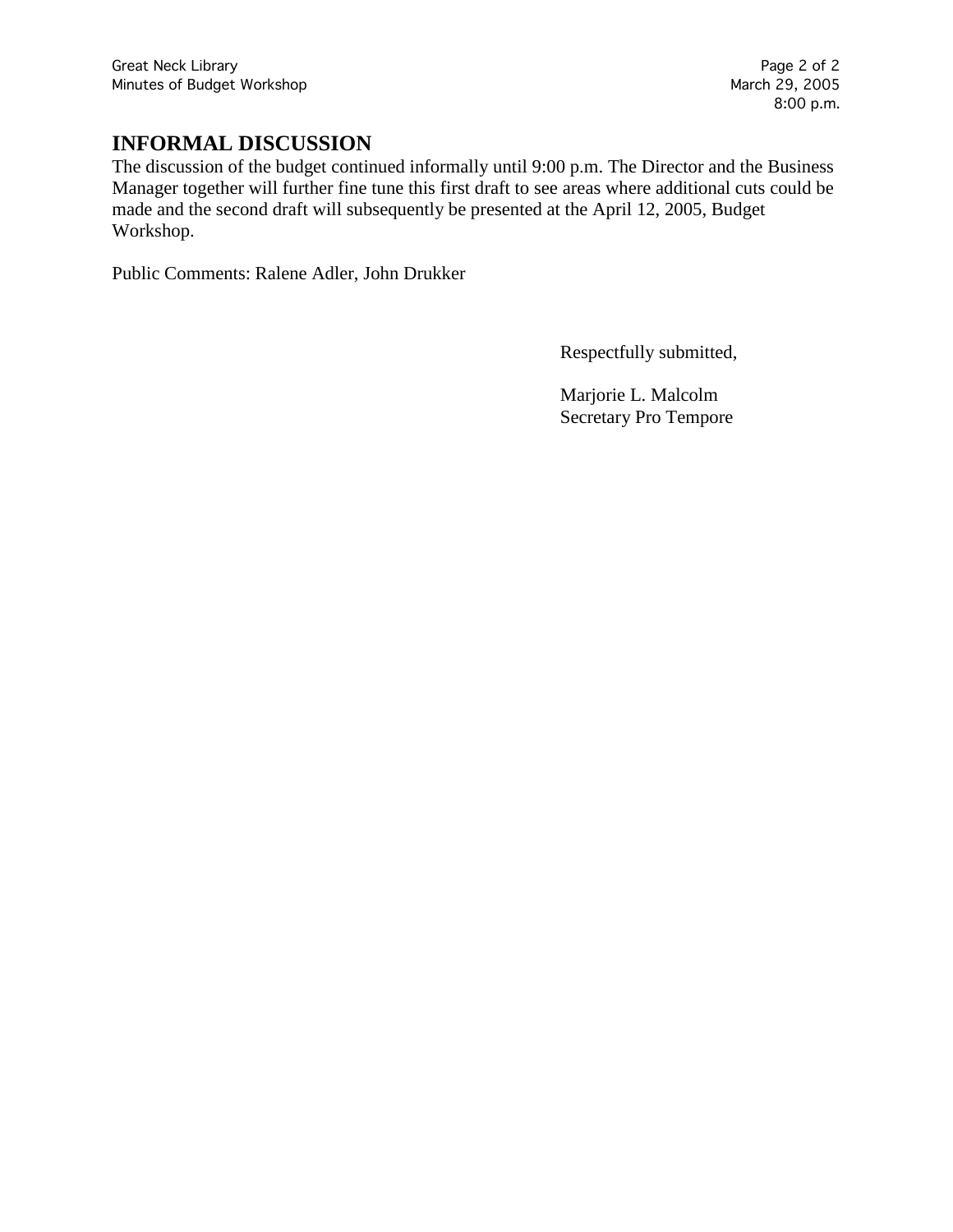## INFORMAL DISCUSSION

The discussion of the budget continued informally until 9:00 p.m. The Director and the Business Manager together will further fine tune this first draft to see areas where additional cuts could be made and the second draft will subsequently be presented at the April 12, 2005, Budget Workshop.

Public Comments: Ralene Adler, John Drukker

Respectfully submitted,

Marjorie L. Malcolm
Secretary Pro Tempore